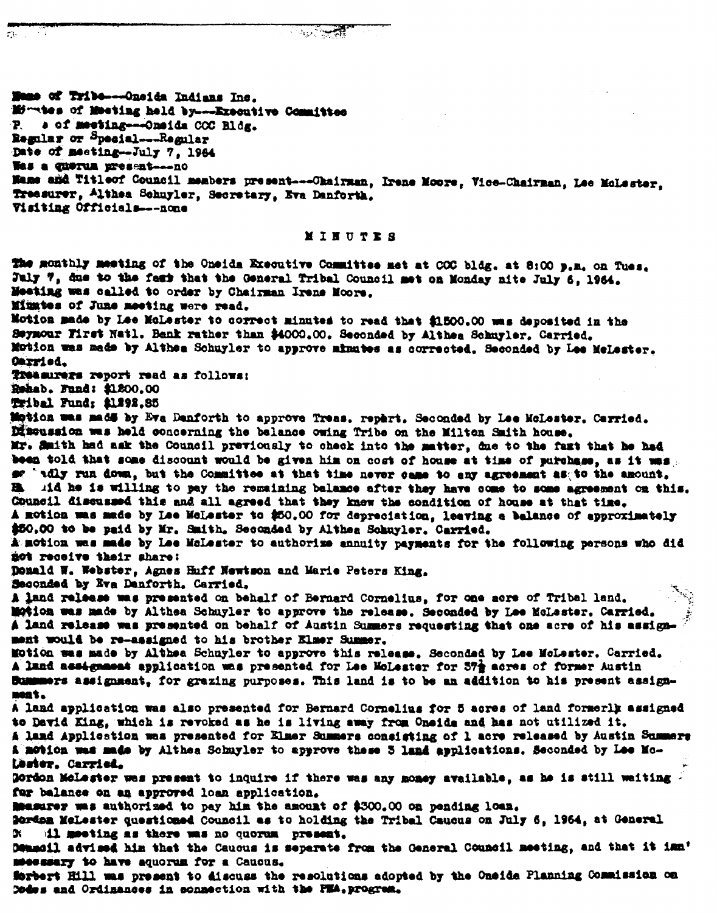Name of Tribe---Oneida Indians Inc.
Minutes of Meeting held by---Executive Committee
Place of meeting---Oneida CCC Bldg.
Regular or Special---Regular
Date of meeting--July 7, 1964
Was a quorum present---no
Name and Title of Council members present---Chairman, Irene Moore, Vice-Chairman, Lee McLester, Treasurer, Althea Schuyler, Secretary, Eva Danforth.
Visiting Officials---none

# MINUTES

The monthly meeting of the Oneida Executive Committee met at CCC bldg. at 8:00 p.m. on Tues. July 7, due to the fact that the General Tribal Council met on Monday nite July 6, 1964.
Meeting was called to order by Chairman Irene Moore.
Minutes of June meeting were read.
Motion made by Lee McLester to correct minutes to read that $1500.00 was deposited in the Seymour First Natl. Bank rather than $4000.00. Seconded by Althea Schuyler. Carried.
Motion was made by Althea Schuyler to approve minutes as corrected. Seconded by Lee McLester. Carried.
Treasurers report read as follows:
Rehab. Fund: $1200.00
Tribal Fund; $1292.85
Motion was made by Eva Danforth to approve Treas. report. Seconded by Lee McLester. Carried.
Discussion was held concerning the balance owing Tribe on the Milton Smith house.
Mr. Smith had ask the Council previously to check into the matter, due to the fact that he had been told that some discount would be given him on cost of house at time of purchase, as it was so badly run down, but the Committee at that time never came to any agreement as to the amount. He said he is willing to pay the remaining balance after they have come to some agreement on this.
Council discussed this and all agreed that they knew the condition of house at that time.
A motion was made by Lee McLester to $50.00 for depreciation, leaving a balance of approximately $50.00 to be paid by Mr. Smith. Seconded by Althea Schuyler. Carried.
A motion was made by Lee McLester to authorize annuity payments for the following persons who did not receive their share:
Donald W. Webster, Agnes Huff Newtson and Marie Peters King.
Seconded by Eva Danforth. Carried.
A land release was presented on behalf of Bernard Cornelius, for one acre of Tribal land.
Motion was made by Althea Schuyler to approve the release. Seconded by Lee McLester. Carried.
A land release was presented on behalf of Austin Summers requesting that one acre of his assignment would be re-assigned to his brother Elmer Summer.
Motion was made by Althea Schuyler to approve this release. Seconded by Lee McLester. Carried.
A land assignment application was presented for Lee McLester for 37½ acres of former Austin Summers assignment, for grazing purposes. This land is to be an addition to his present assignment.
A land application was also presented for Bernard Cornelius for 5 acres of land formerly assigned to David King, which is revoked as he is living away from Oneida and has not utilized it.
A land Application was presented for Elmer Summers consisting of 1 acre released by Austin Summers
A motion was made by Althea Schuyler to approve these 3 land applications. Seconded by Lee McLester. Carried.
Gordon McLester was present to inquire if there was any money available, as he is still waiting for balance on an approved loan application.
Treasurer was authorized to pay him the amount of $300.00 on pending loan.
Gordon McLester questioned Council as to holding the Tribal Caucus on July 6, 1964, at General Council meeting as there was no quorum present.
Council advised him that the Caucus is seperate from the General Council meeting, and that it isn't necessary to have aquorum for a Caucus.
Norbert Hill was present to discuss the resolutions adopted by the Oneida Planning Commission on Codes and Ordinances in connection with the PHA program.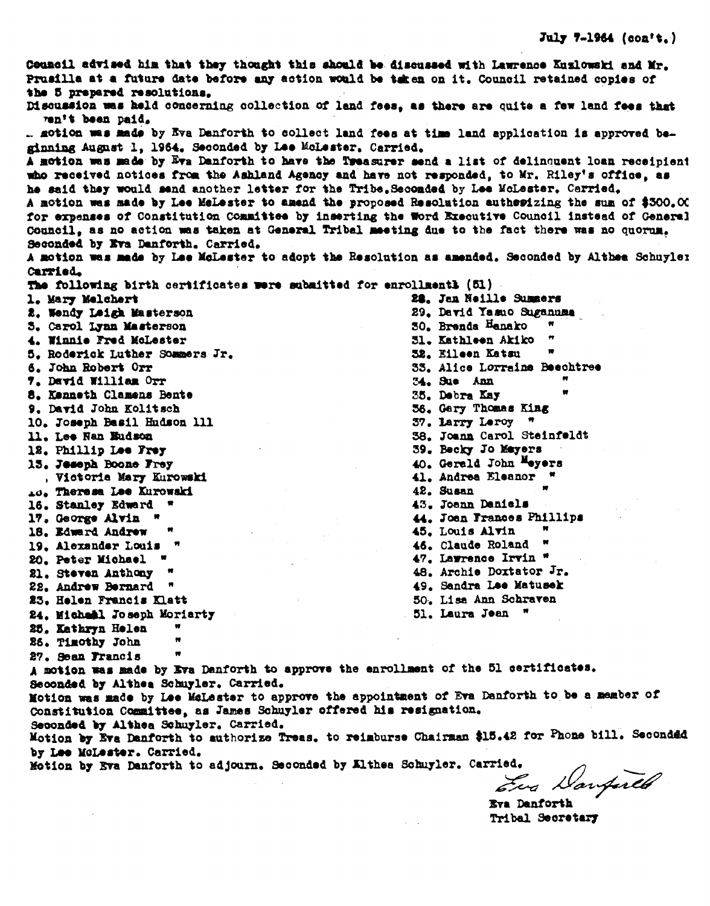July 7-1964 (con't.)

Council advised him that they thought this should be discussed with Lawrence Kuzlowski and Mr. Prusilla at a future date before any action would be taken on it. Council retained copies of the 5 prepared resolutions.

Discussion was held concerning collection of land fees, as there are quite a few land fees that ven't been paid.

.. motion was made by Eva Danforth to collect land fees at time land application is approved beginning August 1, 1964. Seconded by Lee McLester. Carried.

A motion was made by Eva Danforth to have the Treasurer send a list of delinquent loan receipient who received notices from the Ashland Agency and have not responded, to Mr. Riley's office, as he said they would send another letter for the Tribe. Seconded by Lee McLester. Carried.

A motion was made by Lee McLester to amend the proposed Resolution authorizing the sum of $300.00 for expenses of Constitution Committee by inserting the Word Executive Council instead of General Council, as no action was taken at General Tribal meeting due to the fact there was no quorum. Seconded by Eva Danforth. Carried.

A motion was made by Lee McLester to adopt the Resolution as amended. Seconded by Althea Schuyler Carried.

The following birth certificates were submitted for enrollment (51)

1. Mary Melchert
2. Wendy Leigh Masterson
3. Carol Lynn Masterson
4. Winnie Fred McLester
5. Roderick Luther Sommers Jr.
6. John Robert Orr
7. David William Orr
8. Kenneth Clamens Bente
9. David John Kolitsch
10. Joseph Basil Hudson 111
11. Lee Nan Hudson
12. Phillip Lee Frey
13. Joseph Boone Frey
14. Victoria Mary Kurowski
15. Theresa Lee Kurowski
16. Stanley Edward "
17. George Alvin "
18. Edward Andrew "
19. Alexander Louis "
20. Peter Michael "
21. Steven Anthony "
22. Andrew Bernard "
23. Helen Francis Klatt
24. Michael Joseph Moriarty
25. Kathryn Helen "
26. Timothy John "
27. Sean Francis "
28. Jan Neille Summers
29. David Yasuo Suganuma
30. Brenda Hanako "
31. Kathleen Akiko "
32. Eileen Katsu "
33. Alice Lorraine Beechtree
34. Sue Ann "
35. Debra Kay "
36. Gary Thomas King
37. Larry Leroy "
38. Joanna Carol Steinfeldt
39. Becky Jo Meyers
40. Gerald John Meyers
41. Andrea Eleanor "
42. Susan "
43. Joann Daniels
44. Joan Frances Phillips
45. Louis Alvin "
46. Claude Roland "
47. Lawrence Irvin "
48. Archie Doxtator Jr.
49. Sandra Lee Matusek
50. Lisa Ann Schraven
51. Laura Jean "

A motion was made by Eva Danforth to approve the enrollment of the 51 certificates. Seconded by Althea Schuyler. Carried.

Motion was made by Lee McLester to approve the appointment of Eva Danforth to be a member of Constitution Committee, as James Schuyler offered his resignation. Seconded by Althea Schuyler. Carried.

Motion by Eva Danforth to authorize Treas. to reimburse Chairman $15.42 for Phone bill. Secondéd by Lee McLester. Carried.

Motion by Eva Danforth to adjourn. Seconded by Althea Schuyler. Carried.

Eva Danforth

Eva Danforth
Tribal Secretary